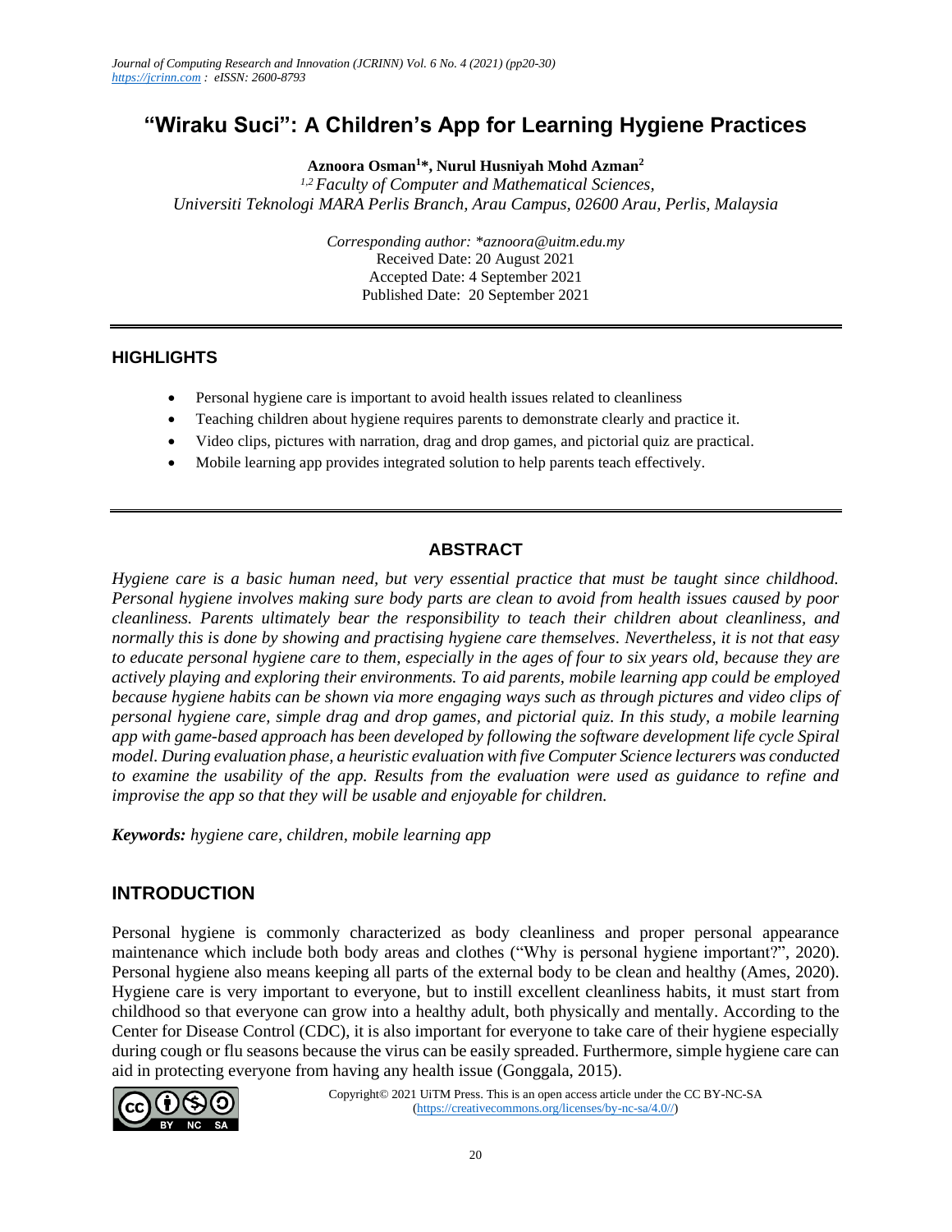# "Wiraku Suci": A Children's App for Learning Hygiene Practices

**Aznoora Osman[1]*, Nurul Husniyah Mohd Azman[2]**

*[1,2] Faculty of Computer and Mathematical Sciences, Universiti Teknologi MARA Perlis Branch, Arau Campus, 02600 Arau, Perlis, Malaysia*

*Corresponding author: *aznoora@uitm.edu.my*
Received Date: 20 August 2021
Accepted Date: 4 September 2021
Published Date: 20 September 2021

## HIGHLIGHTS

- Personal hygiene care is important to avoid health issues related to cleanliness
- Teaching children about hygiene requires parents to demonstrate clearly and practice it.
- Video clips, pictures with narration, drag and drop games, and pictorial quiz are practical.
- Mobile learning app provides integrated solution to help parents teach effectively.

## ABSTRACT

*Hygiene care is a basic human need, but very essential practice that must be taught since childhood. Personal hygiene involves making sure body parts are clean to avoid from health issues caused by poor cleanliness. Parents ultimately bear the responsibility to teach their children about cleanliness, and normally this is done by showing and practising hygiene care themselves. Nevertheless, it is not that easy to educate personal hygiene care to them, especially in the ages of four to six years old, because they are actively playing and exploring their environments. To aid parents, mobile learning app could be employed because hygiene habits can be shown via more engaging ways such as through pictures and video clips of personal hygiene care, simple drag and drop games, and pictorial quiz. In this study, a mobile learning app with game-based approach has been developed by following the software development life cycle Spiral model. During evaluation phase, a heuristic evaluation with five Computer Science lecturers was conducted to examine the usability of the app. Results from the evaluation were used as guidance to refine and improvise the app so that they will be usable and enjoyable for children.*

***Keywords:*** *hygiene care, children, mobile learning app*

## INTRODUCTION

Personal hygiene is commonly characterized as body cleanliness and proper personal appearance maintenance which include both body areas and clothes ("Why is personal hygiene important?", 2020). Personal hygiene also means keeping all parts of the external body to be clean and healthy (Ames, 2020). Hygiene care is very important to everyone, but to instill excellent cleanliness habits, it must start from childhood so that everyone can grow into a healthy adult, both physically and mentally. According to the Center for Disease Control (CDC), it is also important for everyone to take care of their hygiene especially during cough or flu seasons because the virus can be easily spreaded. Furthermore, simple hygiene care can aid in protecting everyone from having any health issue (Gonggala, 2015).

Copyright© 2021 UiTM Press. This is an open access article under the CC BY-NC-SA (https://creativecommons.org/licenses/by-nc-sa/4.0//)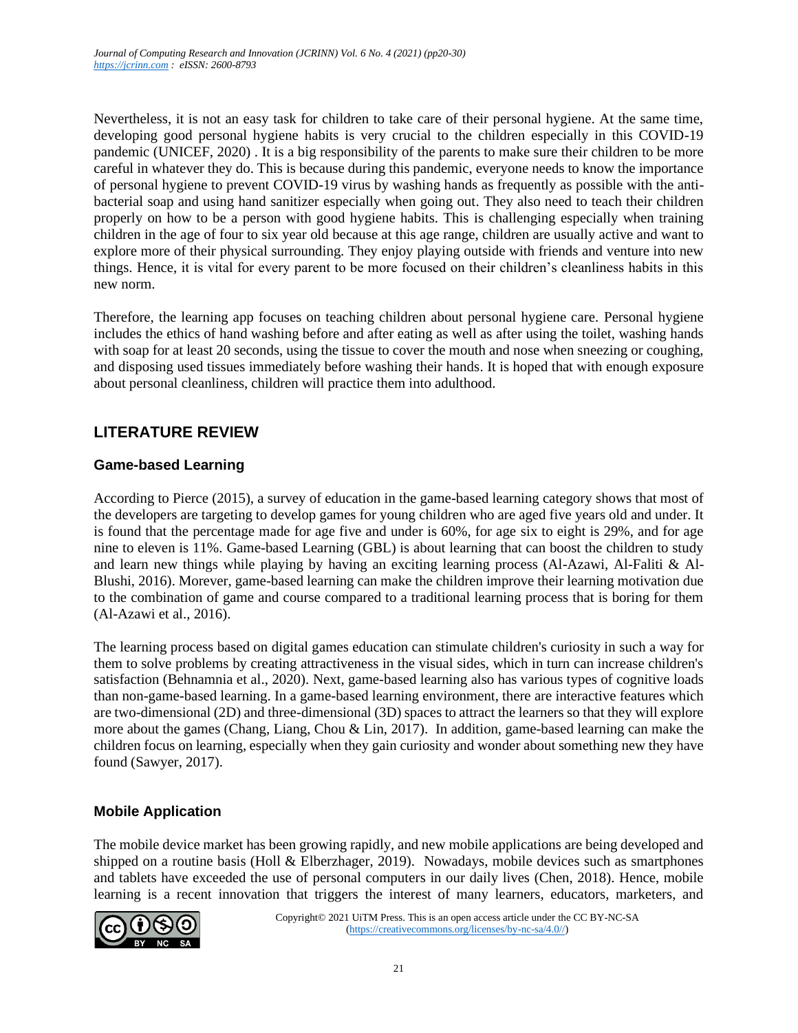Nevertheless, it is not an easy task for children to take care of their personal hygiene. At the same time, developing good personal hygiene habits is very crucial to the children especially in this COVID-19 pandemic (UNICEF, 2020) . It is a big responsibility of the parents to make sure their children to be more careful in whatever they do. This is because during this pandemic, everyone needs to know the importance of personal hygiene to prevent COVID-19 virus by washing hands as frequently as possible with the anti-bacterial soap and using hand sanitizer especially when going out. They also need to teach their children properly on how to be a person with good hygiene habits. This is challenging especially when training children in the age of four to six year old because at this age range, children are usually active and want to explore more of their physical surrounding. They enjoy playing outside with friends and venture into new things. Hence, it is vital for every parent to be more focused on their children's cleanliness habits in this new norm.

Therefore, the learning app focuses on teaching children about personal hygiene care. Personal hygiene includes the ethics of hand washing before and after eating as well as after using the toilet, washing hands with soap for at least 20 seconds, using the tissue to cover the mouth and nose when sneezing or coughing, and disposing used tissues immediately before washing their hands. It is hoped that with enough exposure about personal cleanliness, children will practice them into adulthood.

## LITERATURE REVIEW

### Game-based Learning

According to Pierce (2015), a survey of education in the game-based learning category shows that most of the developers are targeting to develop games for young children who are aged five years old and under. It is found that the percentage made for age five and under is 60%, for age six to eight is 29%, and for age nine to eleven is 11%. Game-based Learning (GBL) is about learning that can boost the children to study and learn new things while playing by having an exciting learning process (Al-Azawi, Al-Faliti & Al-Blushi, 2016). Morever, game-based learning can make the children improve their learning motivation due to the combination of game and course compared to a traditional learning process that is boring for them (Al-Azawi et al., 2016).

The learning process based on digital games education can stimulate children's curiosity in such a way for them to solve problems by creating attractiveness in the visual sides, which in turn can increase children's satisfaction (Behnamnia et al., 2020). Next, game-based learning also has various types of cognitive loads than non-game-based learning. In a game-based learning environment, there are interactive features which are two-dimensional (2D) and three-dimensional (3D) spaces to attract the learners so that they will explore more about the games (Chang, Liang, Chou & Lin, 2017). In addition, game-based learning can make the children focus on learning, especially when they gain curiosity and wonder about something new they have found (Sawyer, 2017).

### Mobile Application

The mobile device market has been growing rapidly, and new mobile applications are being developed and shipped on a routine basis (Holl & Elberzhager, 2019). Nowadays, mobile devices such as smartphones and tablets have exceeded the use of personal computers in our daily lives (Chen, 2018). Hence, mobile learning is a recent innovation that triggers the interest of many learners, educators, marketers, and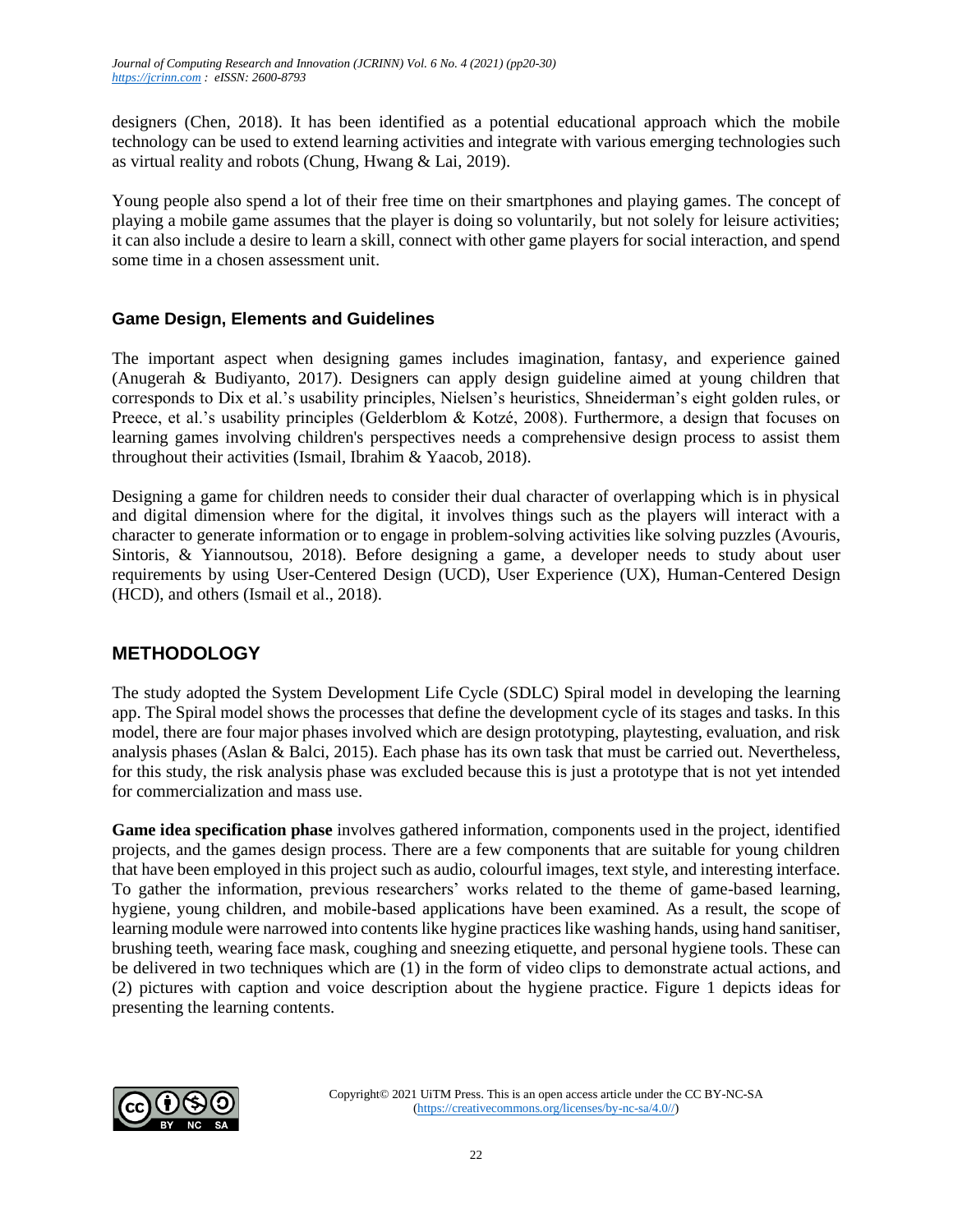designers (Chen, 2018). It has been identified as a potential educational approach which the mobile technology can be used to extend learning activities and integrate with various emerging technologies such as virtual reality and robots (Chung, Hwang & Lai, 2019).

Young people also spend a lot of their free time on their smartphones and playing games. The concept of playing a mobile game assumes that the player is doing so voluntarily, but not solely for leisure activities; it can also include a desire to learn a skill, connect with other game players for social interaction, and spend some time in a chosen assessment unit.

### Game Design, Elements and Guidelines

The important aspect when designing games includes imagination, fantasy, and experience gained (Anugerah & Budiyanto, 2017). Designers can apply design guideline aimed at young children that corresponds to Dix et al.'s usability principles, Nielsen's heuristics, Shneiderman's eight golden rules, or Preece, et al.'s usability principles (Gelderblom & Kotzé, 2008). Furthermore, a design that focuses on learning games involving children's perspectives needs a comprehensive design process to assist them throughout their activities (Ismail, Ibrahim & Yaacob, 2018).

Designing a game for children needs to consider their dual character of overlapping which is in physical and digital dimension where for the digital, it involves things such as the players will interact with a character to generate information or to engage in problem-solving activities like solving puzzles (Avouris, Sintoris, & Yiannoutsou, 2018). Before designing a game, a developer needs to study about user requirements by using User-Centered Design (UCD), User Experience (UX), Human-Centered Design (HCD), and others (Ismail et al., 2018).

## METHODOLOGY

The study adopted the System Development Life Cycle (SDLC) Spiral model in developing the learning app. The Spiral model shows the processes that define the development cycle of its stages and tasks. In this model, there are four major phases involved which are design prototyping, playtesting, evaluation, and risk analysis phases (Aslan & Balci, 2015). Each phase has its own task that must be carried out. Nevertheless, for this study, the risk analysis phase was excluded because this is just a prototype that is not yet intended for commercialization and mass use.

**Game idea specification phase** involves gathered information, components used in the project, identified projects, and the games design process. There are a few components that are suitable for young children that have been employed in this project such as audio, colourful images, text style, and interesting interface. To gather the information, previous researchers' works related to the theme of game-based learning, hygiene, young children, and mobile-based applications have been examined. As a result, the scope of learning module were narrowed into contents like hygine practices like washing hands, using hand sanitiser, brushing teeth, wearing face mask, coughing and sneezing etiquette, and personal hygiene tools. These can be delivered in two techniques which are (1) in the form of video clips to demonstrate actual actions, and (2) pictures with caption and voice description about the hygiene practice. Figure 1 depicts ideas for presenting the learning contents.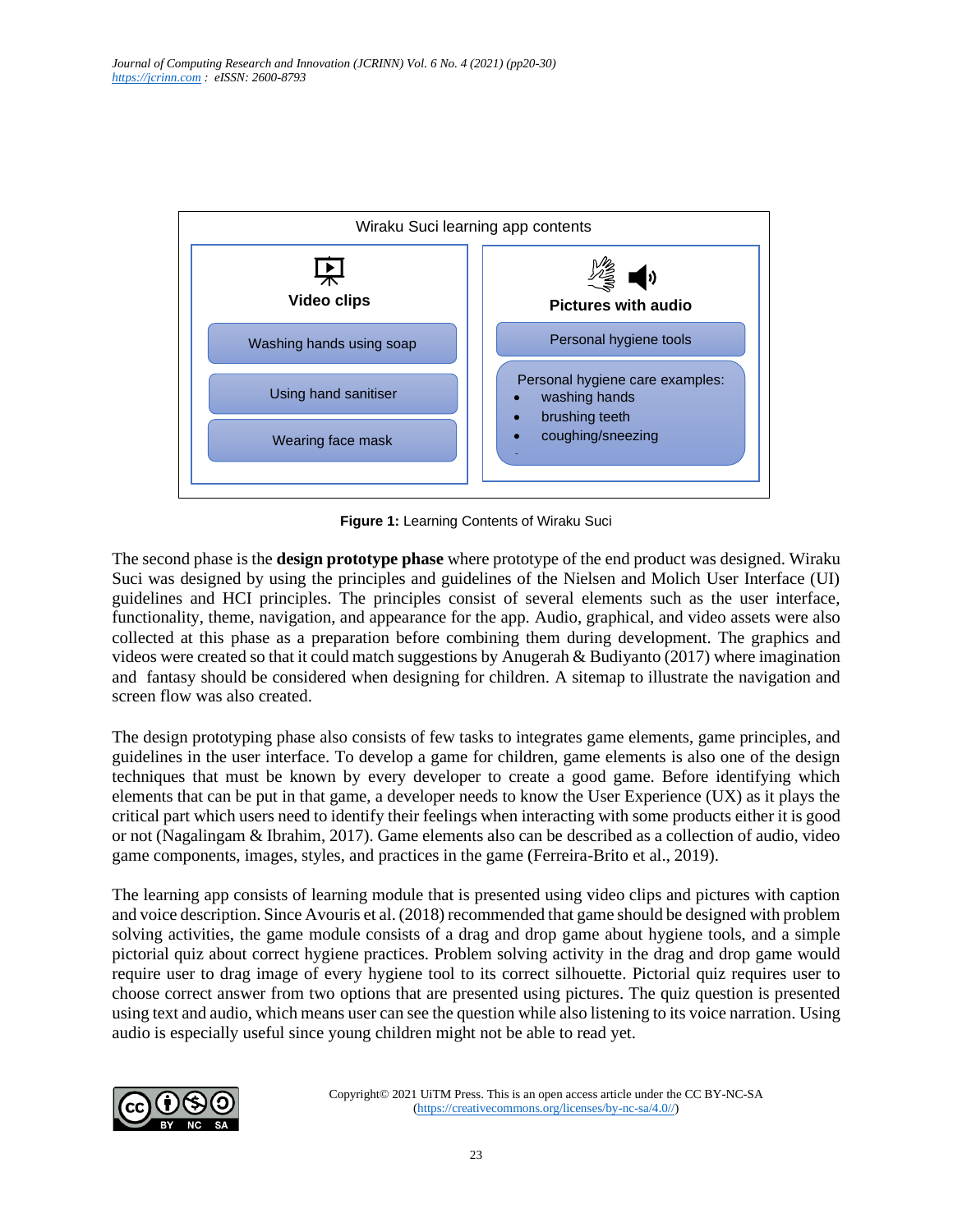Wiraku Suci learning app contents

Video clips

Washing hands using soap

Using hand sanitiser

Wearing face mask

Pictures with audio

Personal hygiene tools

Personal hygiene care examples:
- washing hands
- brushing teeth
- coughing/sneezing

**Figure 1:** Learning Contents of Wiraku Suci

The second phase is the **design prototype phase** where prototype of the end product was designed. Wiraku Suci was designed by using the principles and guidelines of the Nielsen and Molich User Interface (UI) guidelines and HCI principles. The principles consist of several elements such as the user interface, functionality, theme, navigation, and appearance for the app. Audio, graphical, and video assets were also collected at this phase as a preparation before combining them during development. The graphics and videos were created so that it could match suggestions by Anugerah & Budiyanto (2017) where imagination and fantasy should be considered when designing for children. A sitemap to illustrate the navigation and screen flow was also created.

The design prototyping phase also consists of few tasks to integrates game elements, game principles, and guidelines in the user interface. To develop a game for children, game elements is also one of the design techniques that must be known by every developer to create a good game. Before identifying which elements that can be put in that game, a developer needs to know the User Experience (UX) as it plays the critical part which users need to identify their feelings when interacting with some products either it is good or not (Nagalingam & Ibrahim, 2017). Game elements also can be described as a collection of audio, video game components, images, styles, and practices in the game (Ferreira-Brito et al., 2019).

The learning app consists of learning module that is presented using video clips and pictures with caption and voice description. Since Avouris et al. (2018) recommended that game should be designed with problem solving activities, the game module consists of a drag and drop game about hygiene tools, and a simple pictorial quiz about correct hygiene practices. Problem solving activity in the drag and drop game would require user to drag image of every hygiene tool to its correct silhouette. Pictorial quiz requires user to choose correct answer from two options that are presented using pictures. The quiz question is presented using text and audio, which means user can see the question while also listening to its voice narration. Using audio is especially useful since young children might not be able to read yet.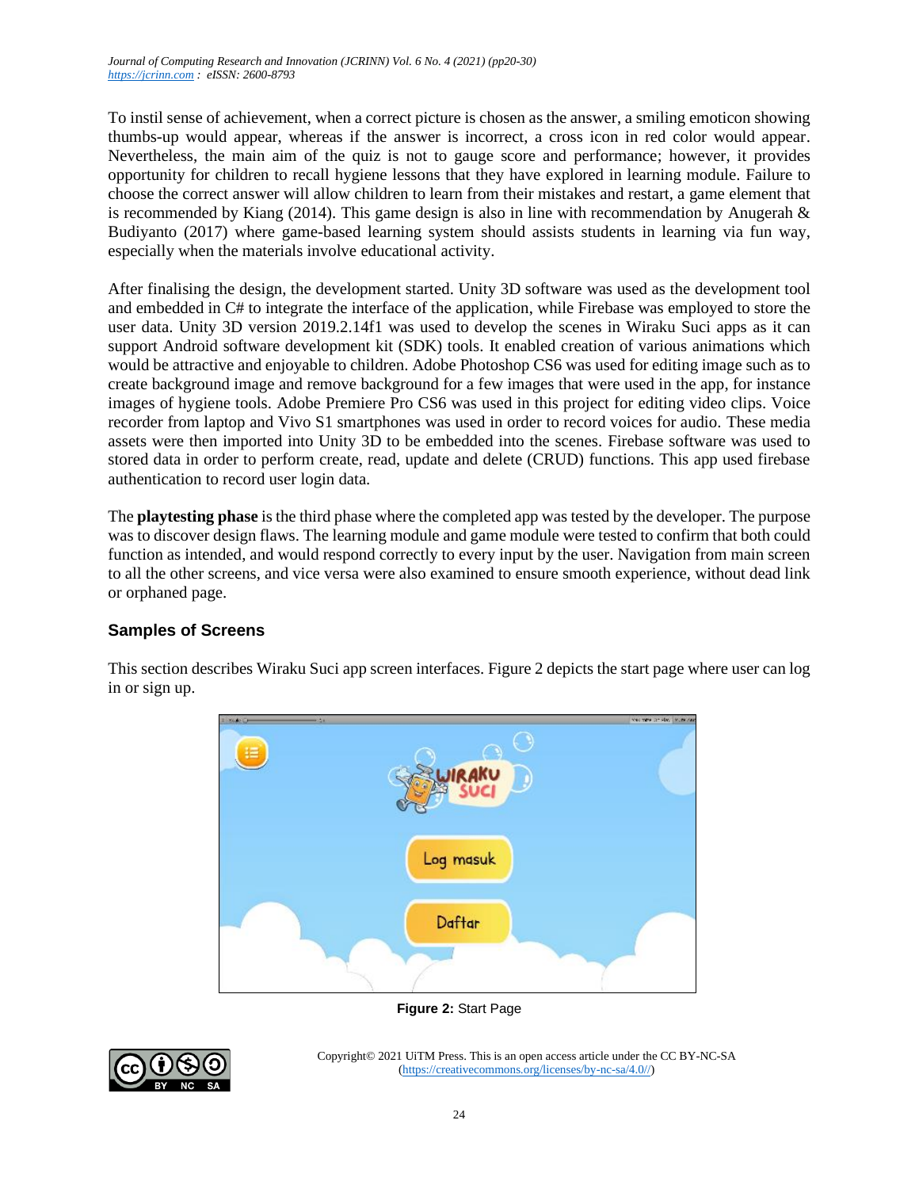To instil sense of achievement, when a correct picture is chosen as the answer, a smiling emoticon showing thumbs-up would appear, whereas if the answer is incorrect, a cross icon in red color would appear. Nevertheless, the main aim of the quiz is not to gauge score and performance; however, it provides opportunity for children to recall hygiene lessons that they have explored in learning module. Failure to choose the correct answer will allow children to learn from their mistakes and restart, a game element that is recommended by Kiang (2014). This game design is also in line with recommendation by Anugerah & Budiyanto (2017) where game-based learning system should assists students in learning via fun way, especially when the materials involve educational activity.

After finalising the design, the development started. Unity 3D software was used as the development tool and embedded in C# to integrate the interface of the application, while Firebase was employed to store the user data. Unity 3D version 2019.2.14f1 was used to develop the scenes in Wiraku Suci apps as it can support Android software development kit (SDK) tools. It enabled creation of various animations which would be attractive and enjoyable to children. Adobe Photoshop CS6 was used for editing image such as to create background image and remove background for a few images that were used in the app, for instance images of hygiene tools. Adobe Premiere Pro CS6 was used in this project for editing video clips. Voice recorder from laptop and Vivo S1 smartphones was used in order to record voices for audio. These media assets were then imported into Unity 3D to be embedded into the scenes. Firebase software was used to stored data in order to perform create, read, update and delete (CRUD) functions. This app used firebase authentication to record user login data.

The **playtesting phase** is the third phase where the completed app was tested by the developer. The purpose was to discover design flaws. The learning module and game module were tested to confirm that both could function as intended, and would respond correctly to every input by the user. Navigation from main screen to all the other screens, and vice versa were also examined to ensure smooth experience, without dead link or orphaned page.

### Samples of Screens

This section describes Wiraku Suci app screen interfaces. Figure 2 depicts the start page where user can log in or sign up.

**Figure 2:** Start Page

Copyright© 2021 UiTM Press. This is an open access article under the CC BY-NC-SA (https://creativecommons.org/licenses/by-nc-sa/4.0//)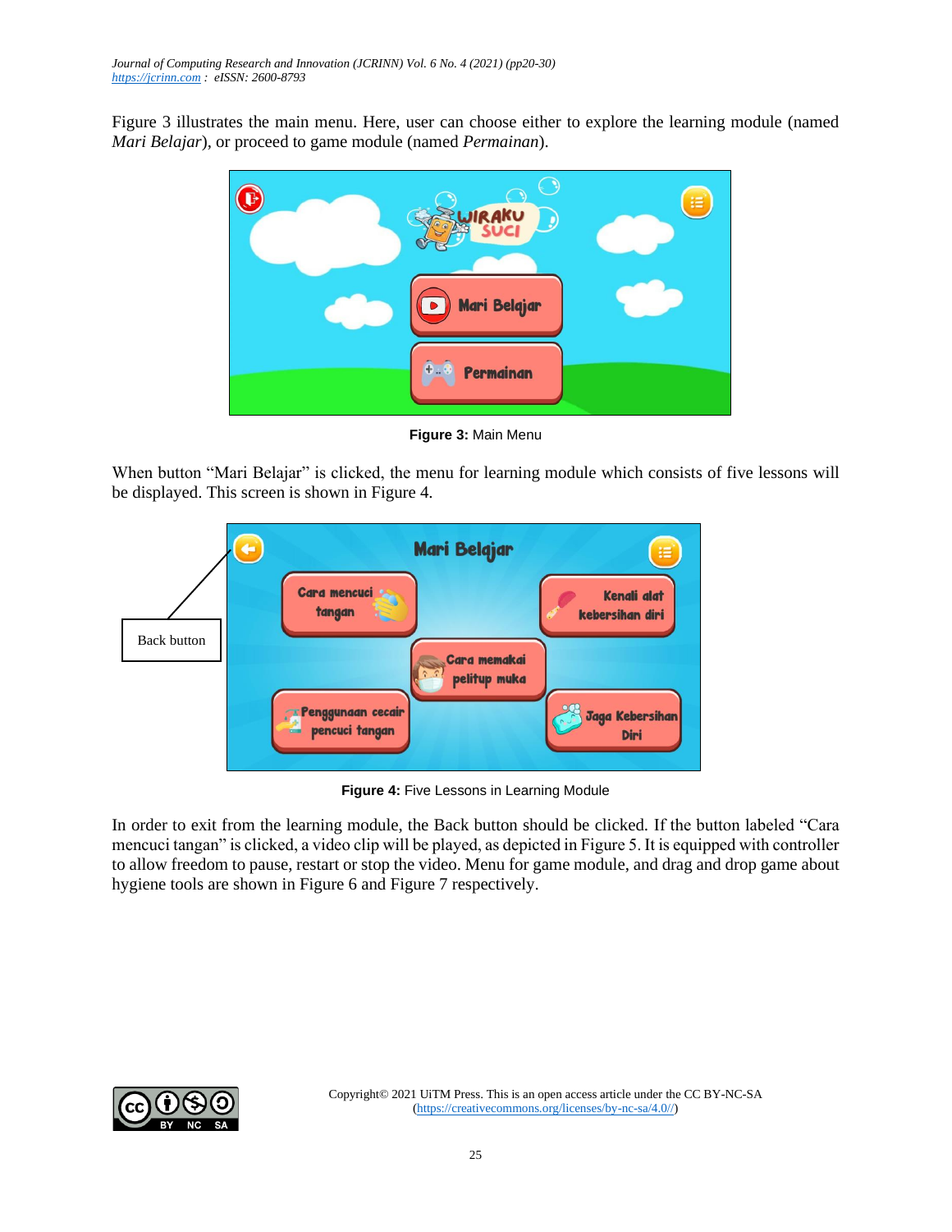Figure 3 illustrates the main menu. Here, user can choose either to explore the learning module (named *Mari Belajar*), or proceed to game module (named *Permainan*).

**Figure 3:** Main Menu

When button "Mari Belajar" is clicked, the menu for learning module which consists of five lessons will be displayed. This screen is shown in Figure 4.

**Figure 4:** Five Lessons in Learning Module

In order to exit from the learning module, the Back button should be clicked. If the button labeled "Cara mencuci tangan" is clicked, a video clip will be played, as depicted in Figure 5. It is equipped with controller to allow freedom to pause, restart or stop the video. Menu for game module, and drag and drop game about hygiene tools are shown in Figure 6 and Figure 7 respectively.

Copyright© 2021 UiTM Press. This is an open access article under the CC BY-NC-SA (https://creativecommons.org/licenses/by-nc-sa/4.0//)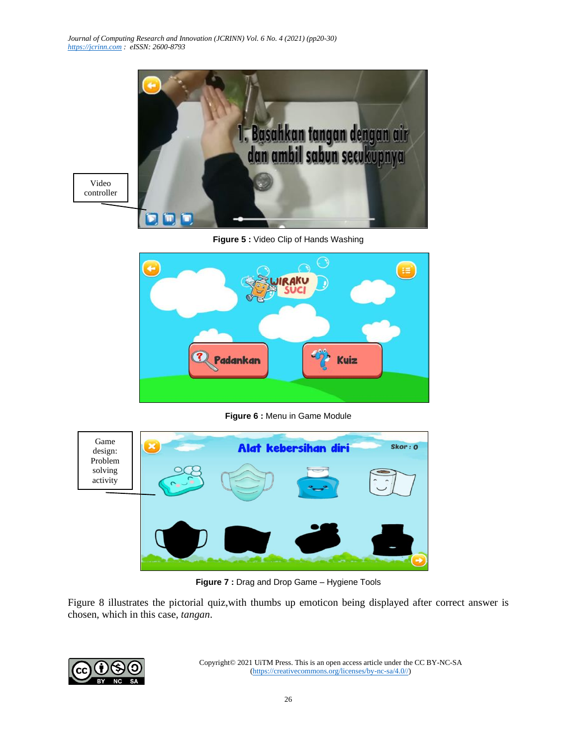Video controller

Figure 5 : Video Clip of Hands Washing

Figure 6 : Menu in Game Module

Game design: Problem solving activity

Figure 7 : Drag and Drop Game – Hygiene Tools

Figure 8 illustrates the pictorial quiz,with thumbs up emoticon being displayed after correct answer is chosen, which in this case, *tangan*.

Copyright© 2021 UiTM Press. This is an open access article under the CC BY-NC-SA (https://creativecommons.org/licenses/by-nc-sa/4.0//)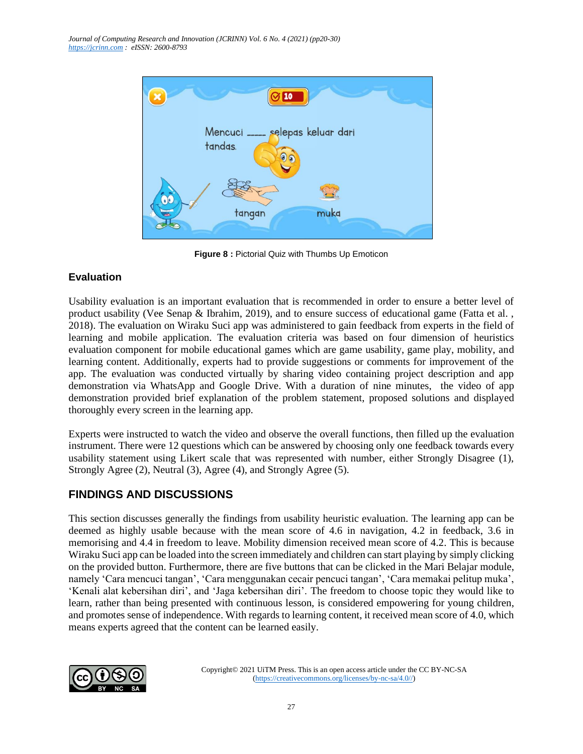Figure 8 : Pictorial Quiz with Thumbs Up Emoticon

## Evaluation

Usability evaluation is an important evaluation that is recommended in order to ensure a better level of product usability (Vee Senap & Ibrahim, 2019), and to ensure success of educational game (Fatta et al. , 2018). The evaluation on Wiraku Suci app was administered to gain feedback from experts in the field of learning and mobile application. The evaluation criteria was based on four dimension of heuristics evaluation component for mobile educational games which are game usability, game play, mobility, and learning content. Additionally, experts had to provide suggestions or comments for improvement of the app. The evaluation was conducted virtually by sharing video containing project description and app demonstration via WhatsApp and Google Drive. With a duration of nine minutes, the video of app demonstration provided brief explanation of the problem statement, proposed solutions and displayed thoroughly every screen in the learning app.

Experts were instructed to watch the video and observe the overall functions, then filled up the evaluation instrument. There were 12 questions which can be answered by choosing only one feedback towards every usability statement using Likert scale that was represented with number, either Strongly Disagree (1), Strongly Agree (2), Neutral (3), Agree (4), and Strongly Agree (5).

## FINDINGS AND DISCUSSIONS

This section discusses generally the findings from usability heuristic evaluation. The learning app can be deemed as highly usable because with the mean score of 4.6 in navigation, 4.2 in feedback, 3.6 in memorising and 4.4 in freedom to leave. Mobility dimension received mean score of 4.2. This is because Wiraku Suci app can be loaded into the screen immediately and children can start playing by simply clicking on the provided button. Furthermore, there are five buttons that can be clicked in the Mari Belajar module, namely 'Cara mencuci tangan', 'Cara menggunakan cecair pencuci tangan', 'Cara memakai pelitup muka', 'Kenali alat kebersihan diri', and 'Jaga kebersihan diri'. The freedom to choose topic they would like to learn, rather than being presented with continuous lesson, is considered empowering for young children, and promotes sense of independence. With regards to learning content, it received mean score of 4.0, which means experts agreed that the content can be learned easily.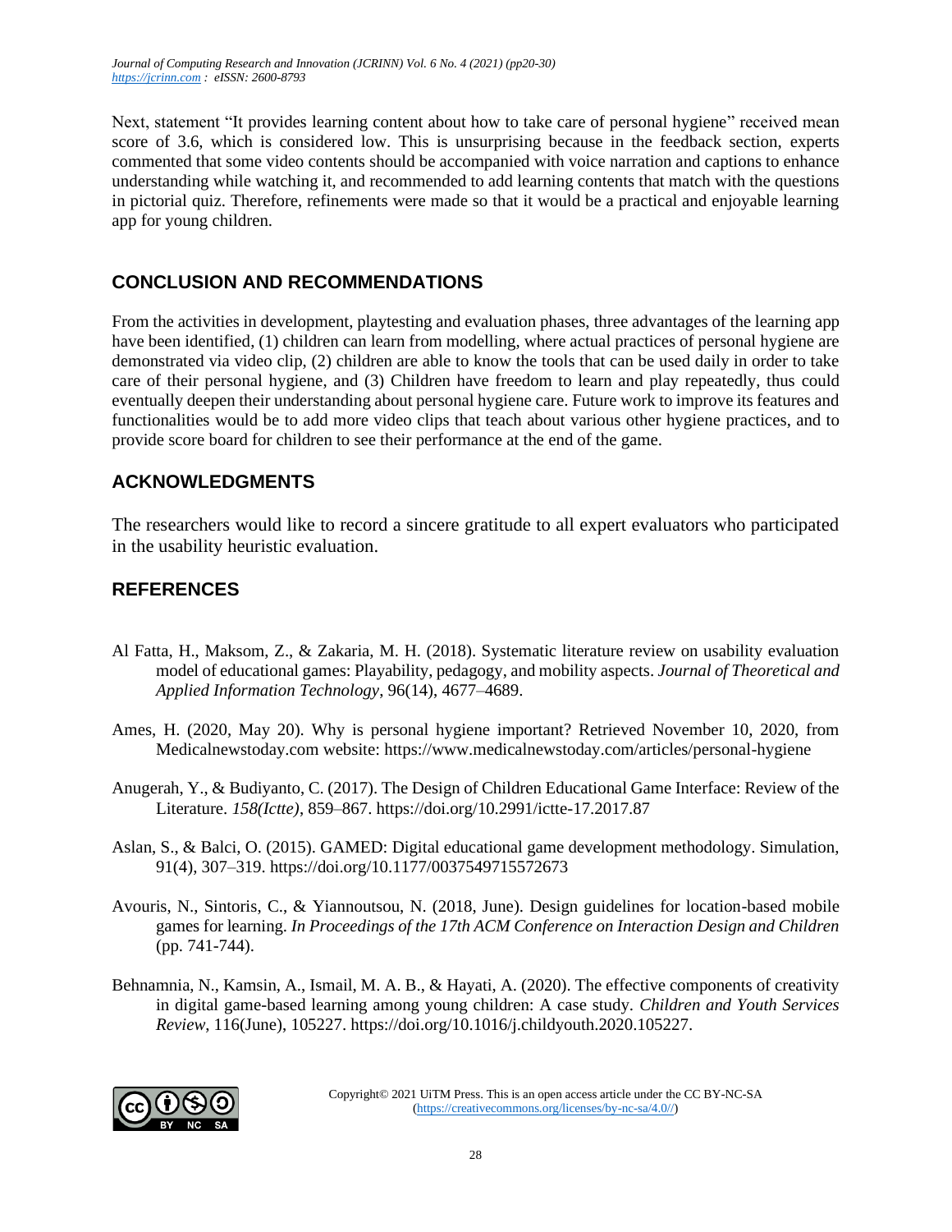Next, statement "It provides learning content about how to take care of personal hygiene" received mean score of 3.6, which is considered low. This is unsurprising because in the feedback section, experts commented that some video contents should be accompanied with voice narration and captions to enhance understanding while watching it, and recommended to add learning contents that match with the questions in pictorial quiz. Therefore, refinements were made so that it would be a practical and enjoyable learning app for young children.

## CONCLUSION AND RECOMMENDATIONS

From the activities in development, playtesting and evaluation phases, three advantages of the learning app have been identified, (1) children can learn from modelling, where actual practices of personal hygiene are demonstrated via video clip, (2) children are able to know the tools that can be used daily in order to take care of their personal hygiene, and (3) Children have freedom to learn and play repeatedly, thus could eventually deepen their understanding about personal hygiene care. Future work to improve its features and functionalities would be to add more video clips that teach about various other hygiene practices, and to provide score board for children to see their performance at the end of the game.

## ACKNOWLEDGMENTS

The researchers would like to record a sincere gratitude to all expert evaluators who participated in the usability heuristic evaluation.

## REFERENCES

Al Fatta, H., Maksom, Z., & Zakaria, M. H. (2018). Systematic literature review on usability evaluation model of educational games: Playability, pedagogy, and mobility aspects. *Journal of Theoretical and Applied Information Technology*, 96(14), 4677–4689.

Ames, H. (2020, May 20). Why is personal hygiene important? Retrieved November 10, 2020, from Medicalnewstoday.com website: https://www.medicalnewstoday.com/articles/personal-hygiene

Anugerah, Y., & Budiyanto, C. (2017). The Design of Children Educational Game Interface: Review of the Literature. *158(Ictte)*, 859–867. https://doi.org/10.2991/ictte-17.2017.87

Aslan, S., & Balci, O. (2015). GAMED: Digital educational game development methodology. Simulation, 91(4), 307–319. https://doi.org/10.1177/0037549715572673

Avouris, N., Sintoris, C., & Yiannoutsou, N. (2018, June). Design guidelines for location-based mobile games for learning. *In Proceedings of the 17th ACM Conference on Interaction Design and Children* (pp. 741-744).

Behnamnia, N., Kamsin, A., Ismail, M. A. B., & Hayati, A. (2020). The effective components of creativity in digital game-based learning among young children: A case study. *Children and Youth Services Review*, 116(June), 105227. https://doi.org/10.1016/j.childyouth.2020.105227.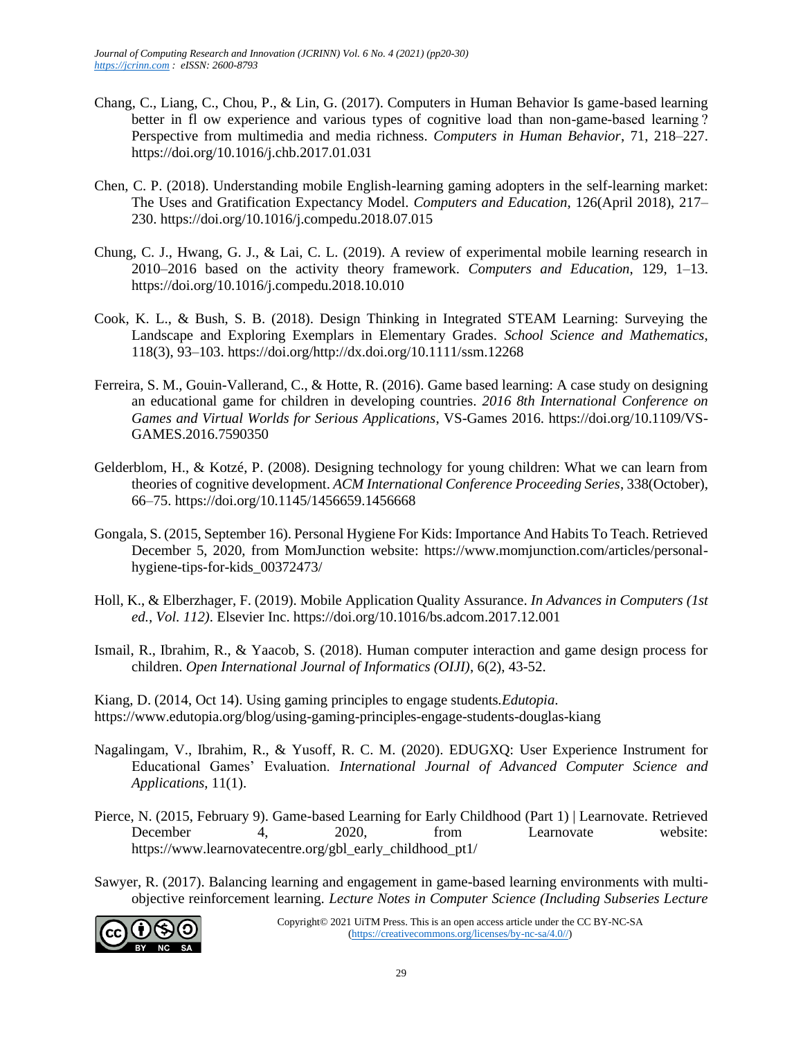Chang, C., Liang, C., Chou, P., & Lin, G. (2017). Computers in Human Behavior Is game-based learning better in fl ow experience and various types of cognitive load than non-game-based learning ? Perspective from multimedia and media richness. *Computers in Human Behavior*, 71, 218–227. https://doi.org/10.1016/j.chb.2017.01.031

Chen, C. P. (2018). Understanding mobile English-learning gaming adopters in the self-learning market: The Uses and Gratification Expectancy Model. *Computers and Education*, 126(April 2018), 217–230. https://doi.org/10.1016/j.compedu.2018.07.015

Chung, C. J., Hwang, G. J., & Lai, C. L. (2019). A review of experimental mobile learning research in 2010–2016 based on the activity theory framework. *Computers and Education*, 129, 1–13. https://doi.org/10.1016/j.compedu.2018.10.010

Cook, K. L., & Bush, S. B. (2018). Design Thinking in Integrated STEAM Learning: Surveying the Landscape and Exploring Exemplars in Elementary Grades. *School Science and Mathematics*, 118(3), 93–103. https://doi.org/http://dx.doi.org/10.1111/ssm.12268

Ferreira, S. M., Gouin-Vallerand, C., & Hotte, R. (2016). Game based learning: A case study on designing an educational game for children in developing countries. *2016 8th International Conference on Games and Virtual Worlds for Serious Applications*, VS-Games 2016. https://doi.org/10.1109/VS-GAMES.2016.7590350

Gelderblom, H., & Kotzé, P. (2008). Designing technology for young children: What we can learn from theories of cognitive development. *ACM International Conference Proceeding Series*, 338(October), 66–75. https://doi.org/10.1145/1456659.1456668

Gongala, S. (2015, September 16). Personal Hygiene For Kids: Importance And Habits To Teach. Retrieved December 5, 2020, from MomJunction website: https://www.momjunction.com/articles/personal-hygiene-tips-for-kids_00372473/

Holl, K., & Elberzhager, F. (2019). Mobile Application Quality Assurance. *In Advances in Computers (1st ed., Vol. 112)*. Elsevier Inc. https://doi.org/10.1016/bs.adcom.2017.12.001

Ismail, R., Ibrahim, R., & Yaacob, S. (2018). Human computer interaction and game design process for children. *Open International Journal of Informatics (OIJI)*, 6(2), 43-52.

Kiang, D. (2014, Oct 14). Using gaming principles to engage students.*Edutopia*. https://www.edutopia.org/blog/using-gaming-principles-engage-students-douglas-kiang

Nagalingam, V., Ibrahim, R., & Yusoff, R. C. M. (2020). EDUGXQ: User Experience Instrument for Educational Games' Evaluation. *International Journal of Advanced Computer Science and Applications*, 11(1).

Pierce, N. (2015, February 9). Game-based Learning for Early Childhood (Part 1) | Learnovate. Retrieved December 4, 2020, from Learnovate website: https://www.learnovatecentre.org/gbl_early_childhood_pt1/

Sawyer, R. (2017). Balancing learning and engagement in game-based learning environments with multi-objective reinforcement learning. *Lecture Notes in Computer Science (Including Subseries Lecture*

Copyright© 2021 UiTM Press. This is an open access article under the CC BY-NC-SA (https://creativecommons.org/licenses/by-nc-sa/4.0//)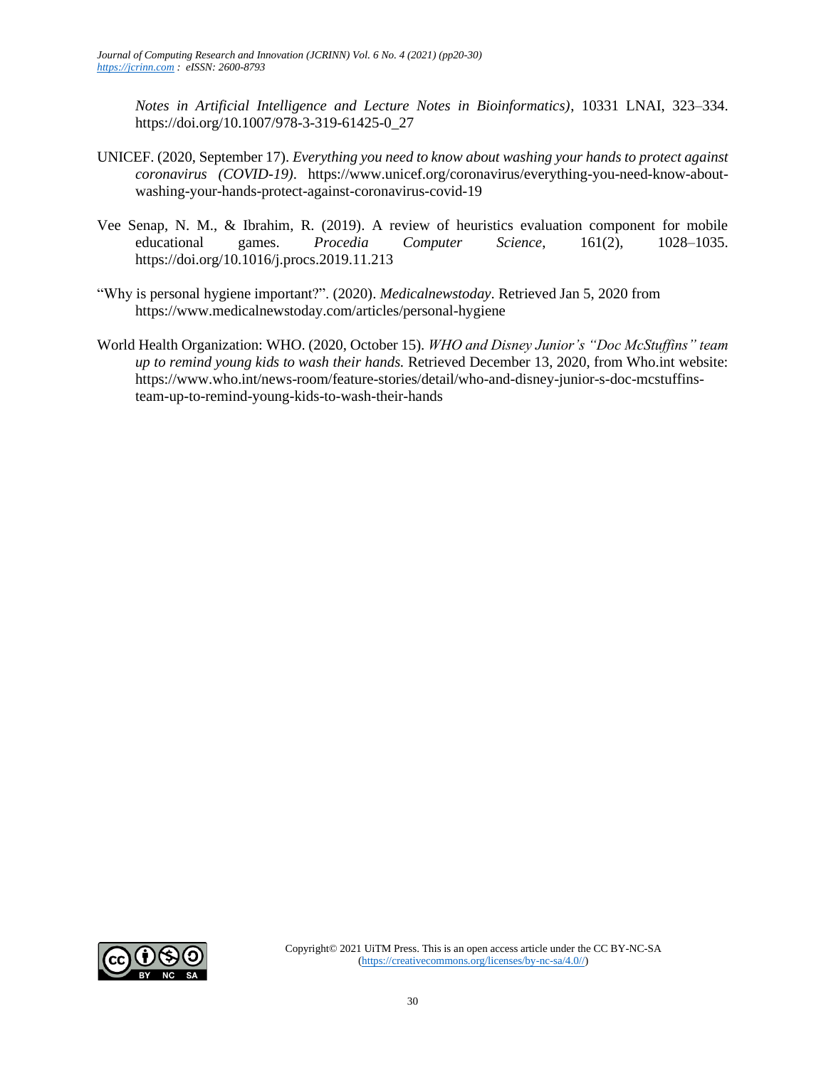*Notes in Artificial Intelligence and Lecture Notes in Bioinformatics)*, 10331 LNAI, 323–334. https://doi.org/10.1007/978-3-319-61425-0_27

UNICEF. (2020, September 17). *Everything you need to know about washing your hands to protect against coronavirus (COVID-19)*. https://www.unicef.org/coronavirus/everything-you-need-know-about-washing-your-hands-protect-against-coronavirus-covid-19

Vee Senap, N. M., & Ibrahim, R. (2019). A review of heuristics evaluation component for mobile educational games. *Procedia Computer Science*, 161(2), 1028–1035. https://doi.org/10.1016/j.procs.2019.11.213

"Why is personal hygiene important?". (2020). *Medicalnewstoday*. Retrieved Jan 5, 2020 from https://www.medicalnewstoday.com/articles/personal-hygiene

World Health Organization: WHO. (2020, October 15). *WHO and Disney Junior's "Doc McStuffins" team up to remind young kids to wash their hands.* Retrieved December 13, 2020, from Who.int website: https://www.who.int/news-room/feature-stories/detail/who-and-disney-junior-s-doc-mcstuffins-team-up-to-remind-young-kids-to-wash-their-hands

Copyright© 2021 UiTM Press. This is an open access article under the CC BY-NC-SA (https://creativecommons.org/licenses/by-nc-sa/4.0//)